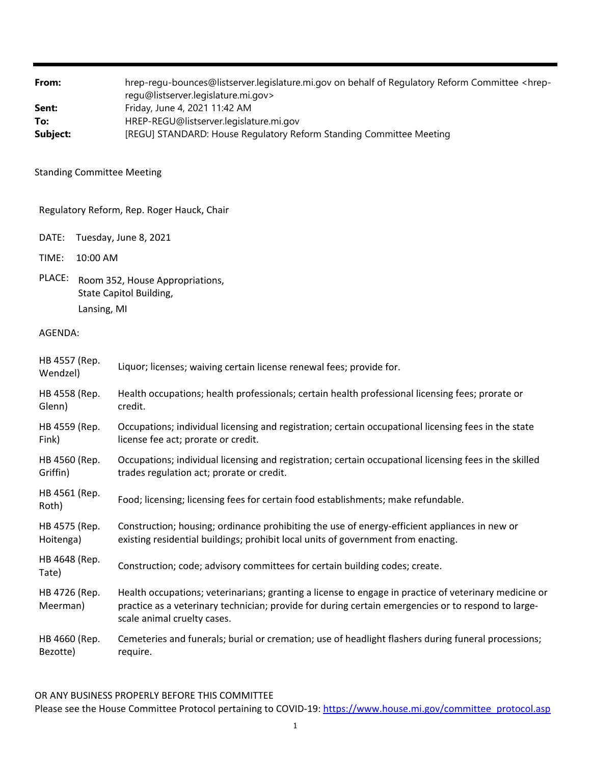| | |
|---|---|
| **From:** | hrep-regu-bounces@listserver.legislature.mi.gov on behalf of Regulatory Reform Committee <hrep-regu@listserver.legislature.mi.gov> |
| **Sent:** | Friday, June 4, 2021 11:42 AM |
| **To:** | HREP-REGU@listserver.legislature.mi.gov |
| **Subject:** | [REGU] STANDARD: House Regulatory Reform Standing Committee Meeting |

Standing Committee Meeting

Regulatory Reform, Rep. Roger Hauck, Chair

DATE: Tuesday, June 8, 2021

TIME: 10:00 AM

PLACE: Room 352, House Appropriations,
State Capitol Building,
Lansing, MI

AGENDA:

| | |
|---|---|
| HB 4557 (Rep. Wendzel) | Liquor; licenses; waiving certain license renewal fees; provide for. |
| HB 4558 (Rep. Glenn) | Health occupations; health professionals; certain health professional licensing fees; prorate or credit. |
| HB 4559 (Rep. Fink) | Occupations; individual licensing and registration; certain occupational licensing fees in the state license fee act; prorate or credit. |
| HB 4560 (Rep. Griffin) | Occupations; individual licensing and registration; certain occupational licensing fees in the skilled trades regulation act; prorate or credit. |
| HB 4561 (Rep. Roth) | Food; licensing; licensing fees for certain food establishments; make refundable. |
| HB 4575 (Rep. Hoitenga) | Construction; housing; ordinance prohibiting the use of energy-efficient appliances in new or existing residential buildings; prohibit local units of government from enacting. |
| HB 4648 (Rep. Tate) | Construction; code; advisory committees for certain building codes; create. |
| HB 4726 (Rep. Meerman) | Health occupations; veterinarians; granting a license to engage in practice of veterinary medicine or practice as a veterinary technician; provide for during certain emergencies or to respond to large-scale animal cruelty cases. |
| HB 4660 (Rep. Bezotte) | Cemeteries and funerals; burial or cremation; use of headlight flashers during funeral processions; require. |

OR ANY BUSINESS PROPERLY BEFORE THIS COMMITTEE
Please see the House Committee Protocol pertaining to COVID-19: https://www.house.mi.gov/committee_protocol.asp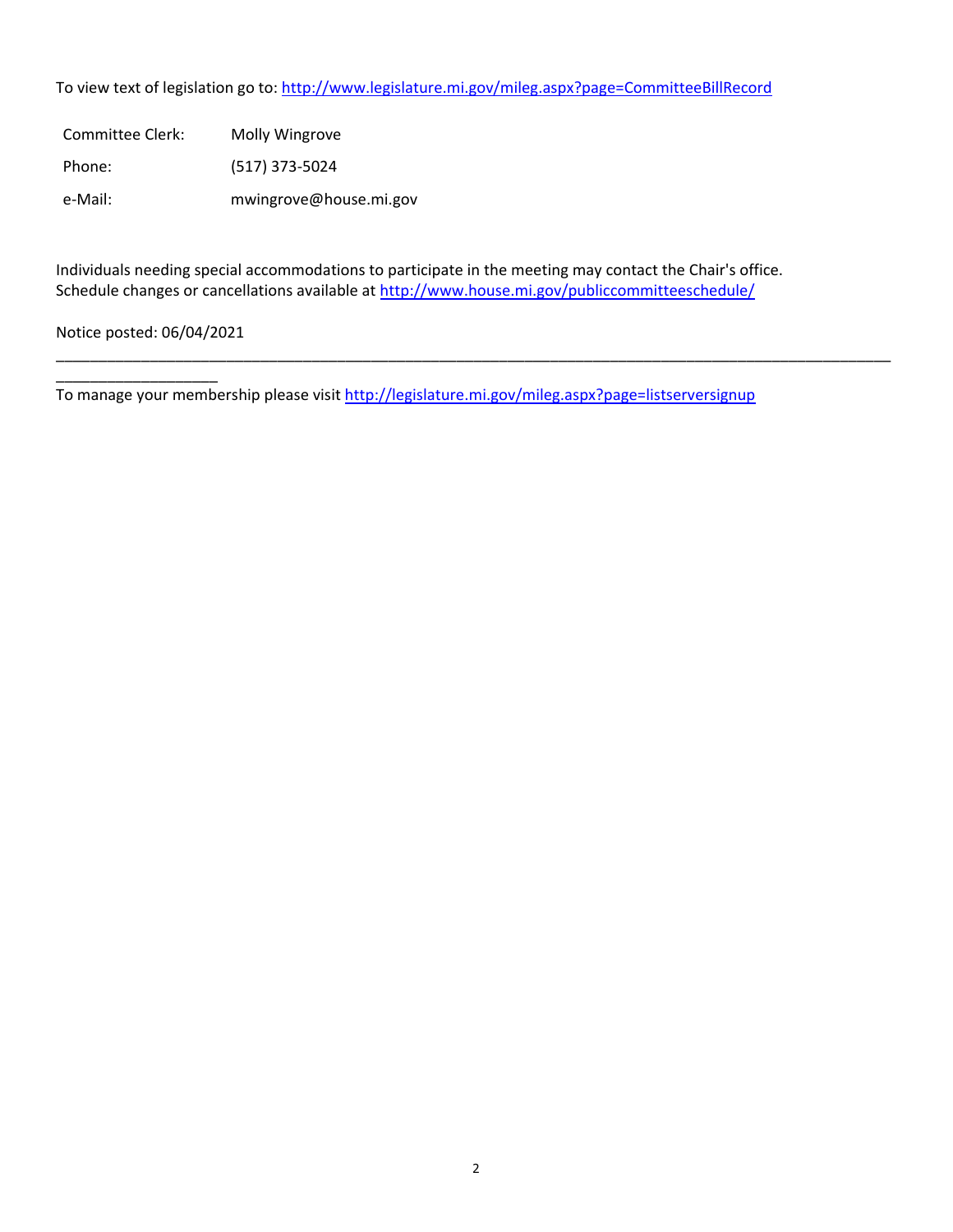To view text of legislation go to: http://www.legislature.mi.gov/mileg.aspx?page=CommitteeBillRecord

| | |
|---|---|
| Committee Clerk: | Molly Wingrove |
| Phone: | (517) 373-5024 |
| e-Mail: | mwingrove@house.mi.gov |

Individuals needing special accommodations to participate in the meeting may contact the Chair's office. Schedule changes or cancellations available at http://www.house.mi.gov/publiccommitteeschedule/

Notice posted: 06/04/2021

---

To manage your membership please visit http://legislature.mi.gov/mileg.aspx?page=listserversignup